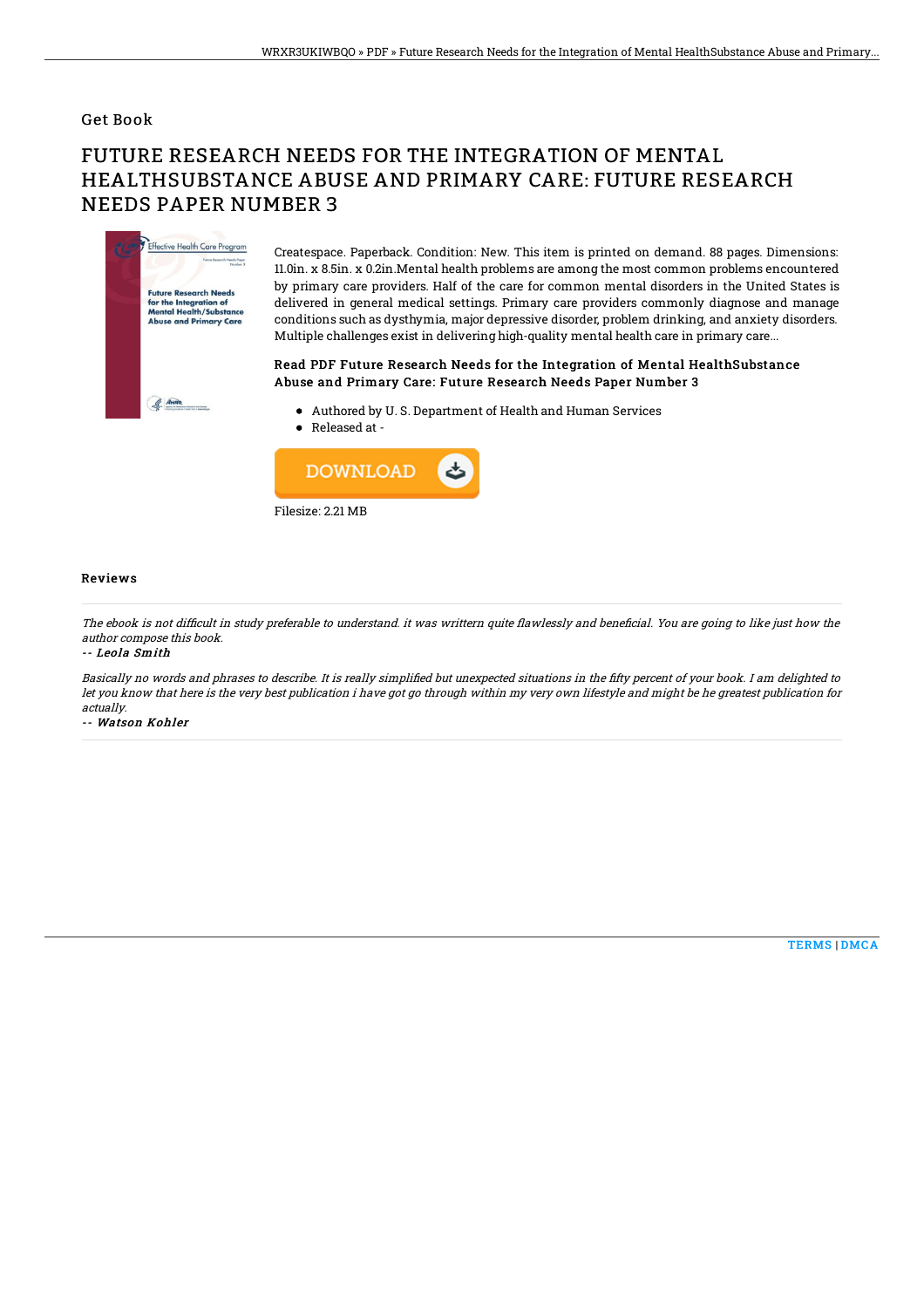Get Book

# FUTURE RESEARCH NEEDS FOR THE INTEGRATION OF MENTAL HEALTHSUBSTANCE ABUSE AND PRIMARY CARE: FUTURE RESEARCH NEEDS PAPER NUMBER 3

Createspace. Paperback. Condition: New. This item is printed on demand. 88 pages. Dimensions: 11.0in. x 8.5in. x 0.2in.Mental health problems are among the most common problems encountered by primary care providers. Half of the care for common mental disorders in the United States is delivered in general medical settings. Primary care providers commonly diagnose and manage conditions such as dysthymia, major depressive disorder, problem drinking, and anxiety disorders. Multiple challenges exist in delivering high-quality mental health care in primary care...

### Read PDF Future Research Needs for the Integration of Mental HealthSubstance Abuse and Primary Care: Future Research Needs Paper Number 3

- Authored by U. S. Department of Health and Human Services
- Released at -

DOWNLOAD

Filesize: 2.21 MB

## Reviews

*The ebook is not difficult in study preferable to understand. it was writtern quite flawlessly and beneficial. You are going to like just how the author compose this book.*

-- *Leola Smith*

*Basically no words and phrases to describe. It is really simplified but unexpected situations in the fifty percent of your book. I am delighted to let you know that here is the very best publication i have got go through within my very own lifestyle and might be he greatest publication for actually.*

-- *Watson Kohler*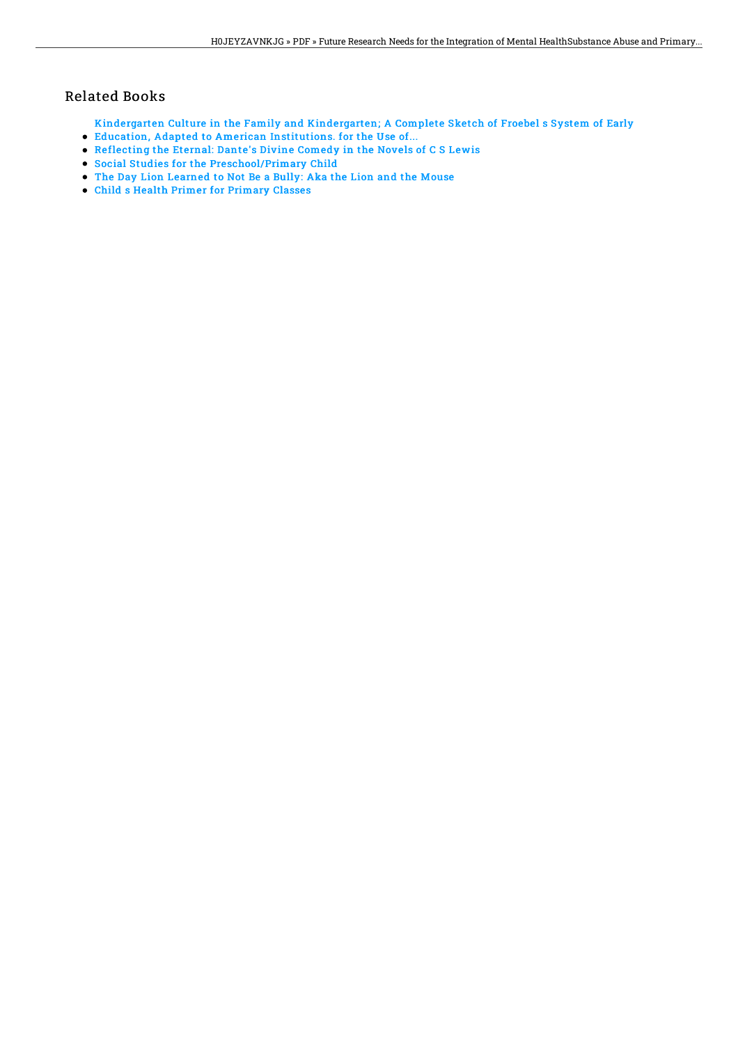## Related Books

- Kindergarten Culture in the Family and Kindergarten; A Complete Sketch of Froebel s System of Early Education, Adapted to American Institutions. for the Use of...
- Reflecting the Eternal: Dante's Divine Comedy in the Novels of C S Lewis
- Social Studies for the Preschool/Primary Child
- The Day Lion Learned to Not Be a Bully: Aka the Lion and the Mouse
- Child s Health Primer for Primary Classes